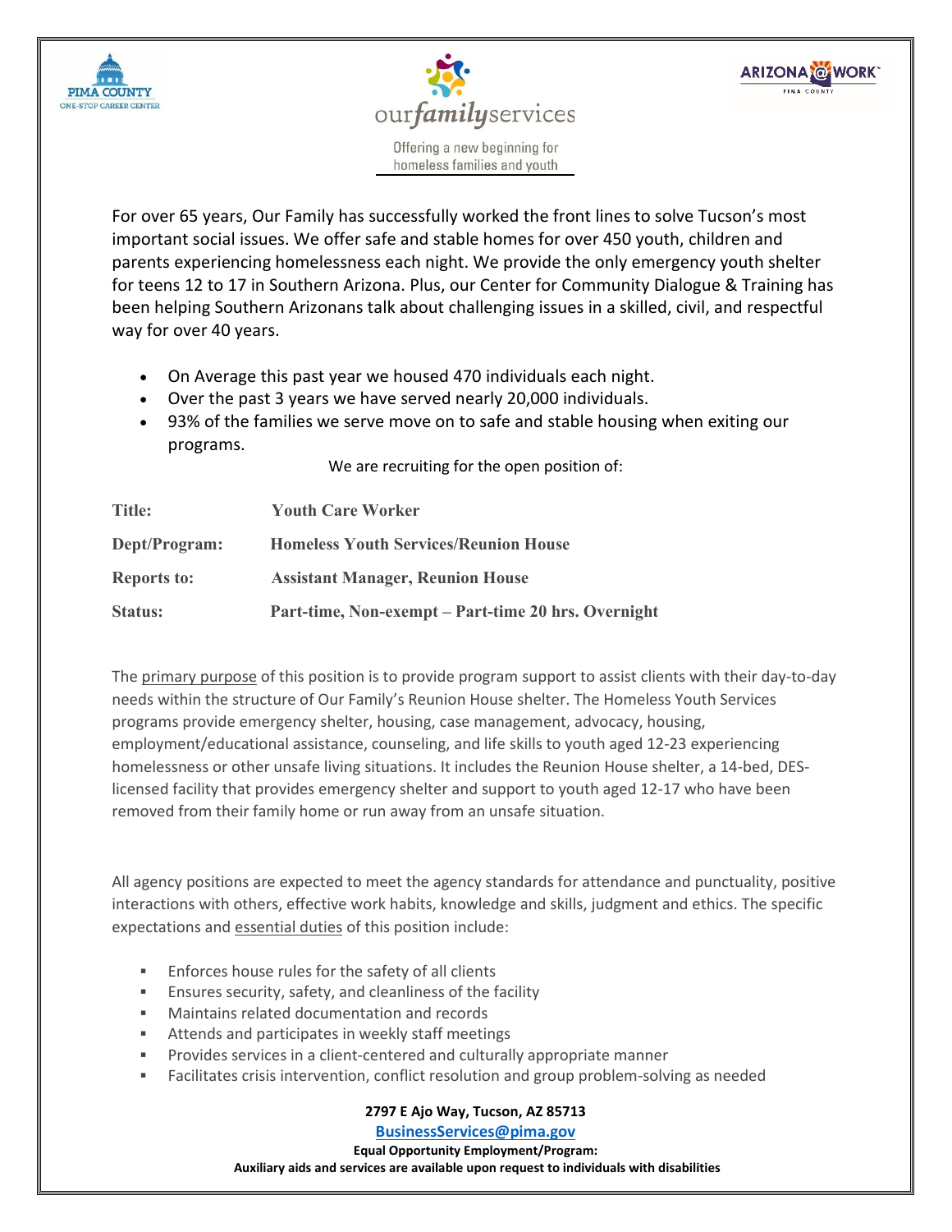PIMA COUNTY ONE-STOP CAREER CENTER

our**family**services

Offering a new beginning for homeless families and youth

ARIZONA@WORK PIMA COUNTY

For over 65 years, Our Family has successfully worked the front lines to solve Tucson's most important social issues. We offer safe and stable homes for over 450 youth, children and parents experiencing homelessness each night. We provide the only emergency youth shelter for teens 12 to 17 in Southern Arizona. Plus, our Center for Community Dialogue & Training has been helping Southern Arizonans talk about challenging issues in a skilled, civil, and respectful way for over 40 years.

- On Average this past year we housed 470 individuals each night.
- Over the past 3 years we have served nearly 20,000 individuals.
- 93% of the families we serve move on to safe and stable housing when exiting our programs.

We are recruiting for the open position of:

| | |
|---|---|
| **Title:** | **Youth Care Worker** |
| **Dept/Program:** | **Homeless Youth Services/Reunion House** |
| **Reports to:** | **Assistant Manager, Reunion House** |
| **Status:** | **Part-time, Non-exempt – Part-time 20 hrs. Overnight** |

The primary purpose of this position is to provide program support to assist clients with their day-to-day needs within the structure of Our Family's Reunion House shelter. The Homeless Youth Services programs provide emergency shelter, housing, case management, advocacy, housing, employment/educational assistance, counseling, and life skills to youth aged 12-23 experiencing homelessness or other unsafe living situations. It includes the Reunion House shelter, a 14-bed, DES-licensed facility that provides emergency shelter and support to youth aged 12-17 who have been removed from their family home or run away from an unsafe situation.

All agency positions are expected to meet the agency standards for attendance and punctuality, positive interactions with others, effective work habits, knowledge and skills, judgment and ethics. The specific expectations and essential duties of this position include:

- Enforces house rules for the safety of all clients
- Ensures security, safety, and cleanliness of the facility
- Maintains related documentation and records
- Attends and participates in weekly staff meetings
- Provides services in a client-centered and culturally appropriate manner
- Facilitates crisis intervention, conflict resolution and group problem-solving as needed

**2797 E Ajo Way, Tucson, AZ 85713**

**BusinessServices@pima.gov**

**Equal Opportunity Employment/Program:**

**Auxiliary aids and services are available upon request to individuals with disabilities**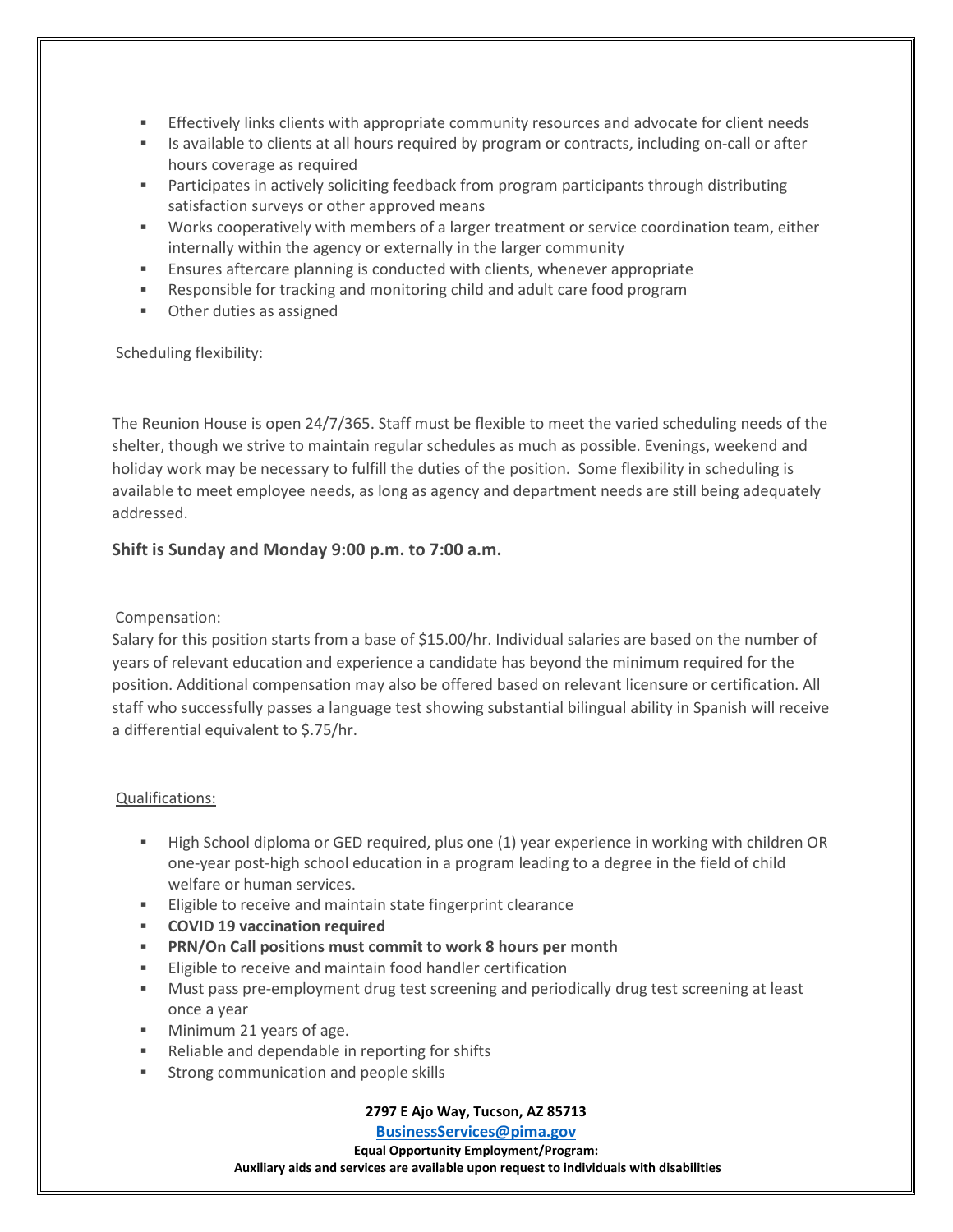- Effectively links clients with appropriate community resources and advocate for client needs
- Is available to clients at all hours required by program or contracts, including on-call or after hours coverage as required
- Participates in actively soliciting feedback from program participants through distributing satisfaction surveys or other approved means
- Works cooperatively with members of a larger treatment or service coordination team, either internally within the agency or externally in the larger community
- Ensures aftercare planning is conducted with clients, whenever appropriate
- Responsible for tracking and monitoring child and adult care food program
- Other duties as assigned

Scheduling flexibility:

The Reunion House is open 24/7/365. Staff must be flexible to meet the varied scheduling needs of the shelter, though we strive to maintain regular schedules as much as possible. Evenings, weekend and holiday work may be necessary to fulfill the duties of the position. Some flexibility in scheduling is available to meet employee needs, as long as agency and department needs are still being adequately addressed.

**Shift is Sunday and Monday 9:00 p.m. to 7:00 a.m.**

Compensation:
Salary for this position starts from a base of $15.00/hr. Individual salaries are based on the number of years of relevant education and experience a candidate has beyond the minimum required for the position. Additional compensation may also be offered based on relevant licensure or certification. All staff who successfully passes a language test showing substantial bilingual ability in Spanish will receive a differential equivalent to $.75/hr.

Qualifications:

- High School diploma or GED required, plus one (1) year experience in working with children OR one-year post-high school education in a program leading to a degree in the field of child welfare or human services.
- Eligible to receive and maintain state fingerprint clearance
- **COVID 19 vaccination required**
- **PRN/On Call positions must commit to work 8 hours per month**
- Eligible to receive and maintain food handler certification
- Must pass pre-employment drug test screening and periodically drug test screening at least once a year
- Minimum 21 years of age.
- Reliable and dependable in reporting for shifts
- Strong communication and people skills

**2797 E Ajo Way, Tucson, AZ 85713**
**BusinessServices@pima.gov**
**Equal Opportunity Employment/Program:**
**Auxiliary aids and services are available upon request to individuals with disabilities**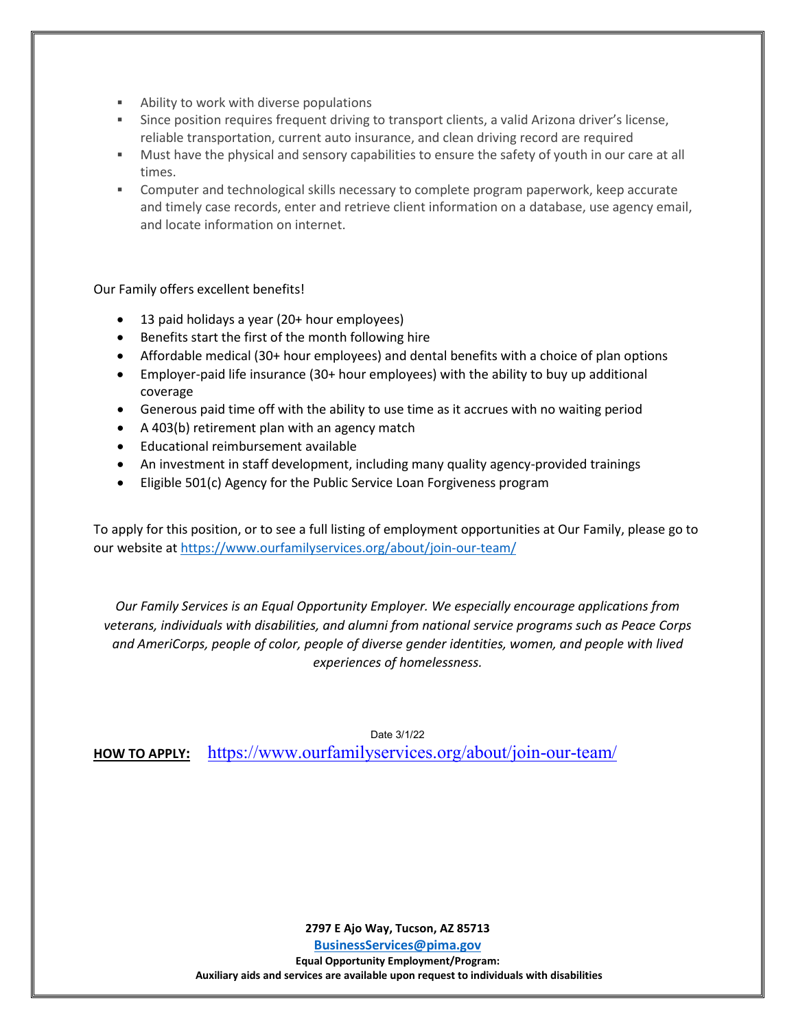- Ability to work with diverse populations
- Since position requires frequent driving to transport clients, a valid Arizona driver's license, reliable transportation, current auto insurance, and clean driving record are required
- Must have the physical and sensory capabilities to ensure the safety of youth in our care at all times.
- Computer and technological skills necessary to complete program paperwork, keep accurate and timely case records, enter and retrieve client information on a database, use agency email, and locate information on internet.

Our Family offers excellent benefits!

- 13 paid holidays a year (20+ hour employees)
- Benefits start the first of the month following hire
- Affordable medical (30+ hour employees) and dental benefits with a choice of plan options
- Employer-paid life insurance (30+ hour employees) with the ability to buy up additional coverage
- Generous paid time off with the ability to use time as it accrues with no waiting period
- A 403(b) retirement plan with an agency match
- Educational reimbursement available
- An investment in staff development, including many quality agency-provided trainings
- Eligible 501(c) Agency for the Public Service Loan Forgiveness program

To apply for this position, or to see a full listing of employment opportunities at Our Family, please go to our website at https://www.ourfamilyservices.org/about/join-our-team/

*Our Family Services is an Equal Opportunity Employer. We especially encourage applications from veterans, individuals with disabilities, and alumni from national service programs such as Peace Corps and AmeriCorps, people of color, people of diverse gender identities, women, and people with lived experiences of homelessness.*

Date 3/1/22

**HOW TO APPLY:** https://www.ourfamilyservices.org/about/join-our-team/

**2797 E Ajo Way, Tucson, AZ 85713**
**BusinessServices@pima.gov**
**Equal Opportunity Employment/Program:**
**Auxiliary aids and services are available upon request to individuals with disabilities**